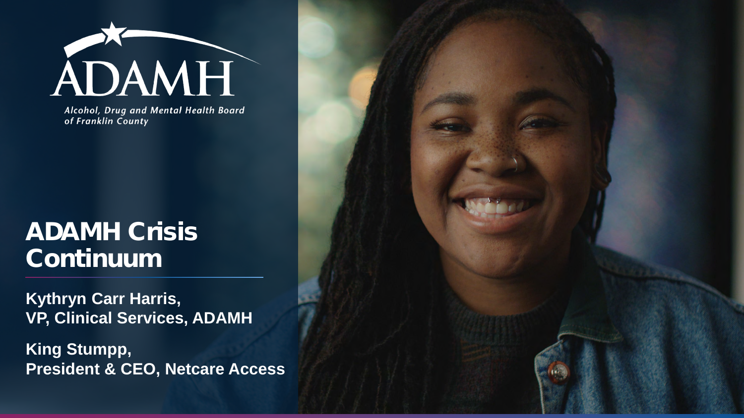ADAMH

*Alcohol, Drug and Mental Health Board of Franklin County*

# ADAMH Crisis Continuum

**Kythryn Carr Harris,**
**VP, Clinical Services, ADAMH**

**King Stumpp,**
**President & CEO, Netcare Access**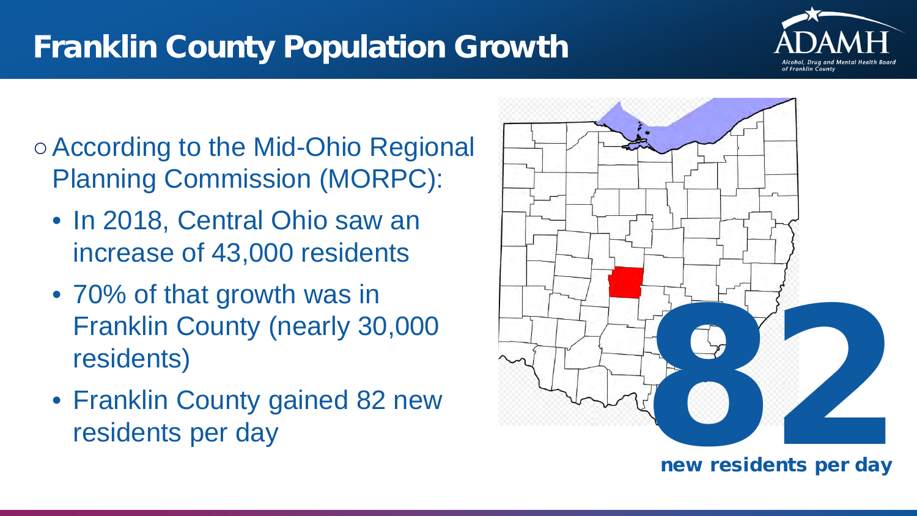# Franklin County Population Growth

- According to the Mid-Ohio Regional Planning Commission (MORPC):
  - In 2018, Central Ohio saw an increase of 43,000 residents
  - 70% of that growth was in Franklin County (nearly 30,000 residents)
  - Franklin County gained 82 new residents per day

**82**

**new residents per day**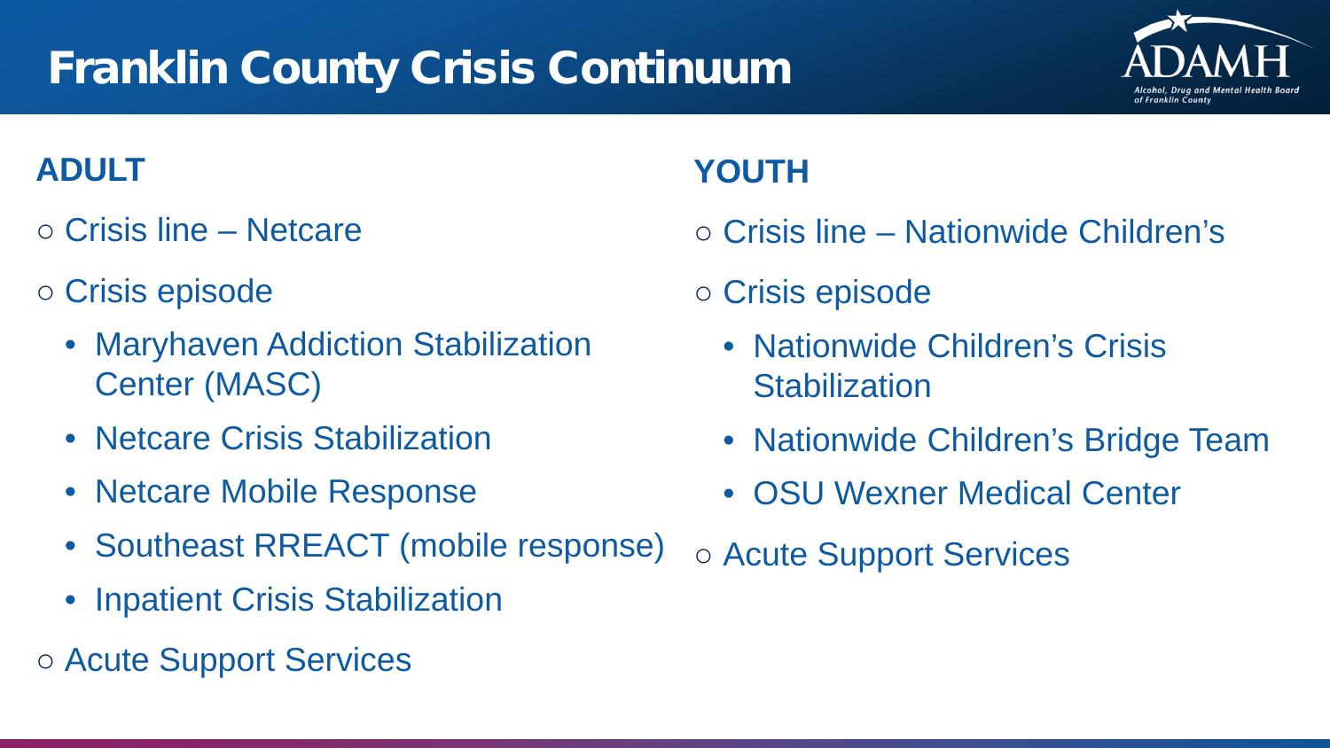# Franklin County Crisis Continuum

ADAMH
Alcohol, Drug and Mental Health Board of Franklin County

## ADULT

- Crisis line – Netcare
- Crisis episode
  - Maryhaven Addiction Stabilization Center (MASC)
  - Netcare Crisis Stabilization
  - Netcare Mobile Response
  - Southeast RREACT (mobile response)
  - Inpatient Crisis Stabilization
- Acute Support Services

## YOUTH

- Crisis line – Nationwide Children's
- Crisis episode
  - Nationwide Children's Crisis Stabilization
  - Nationwide Children's Bridge Team
  - OSU Wexner Medical Center
- Acute Support Services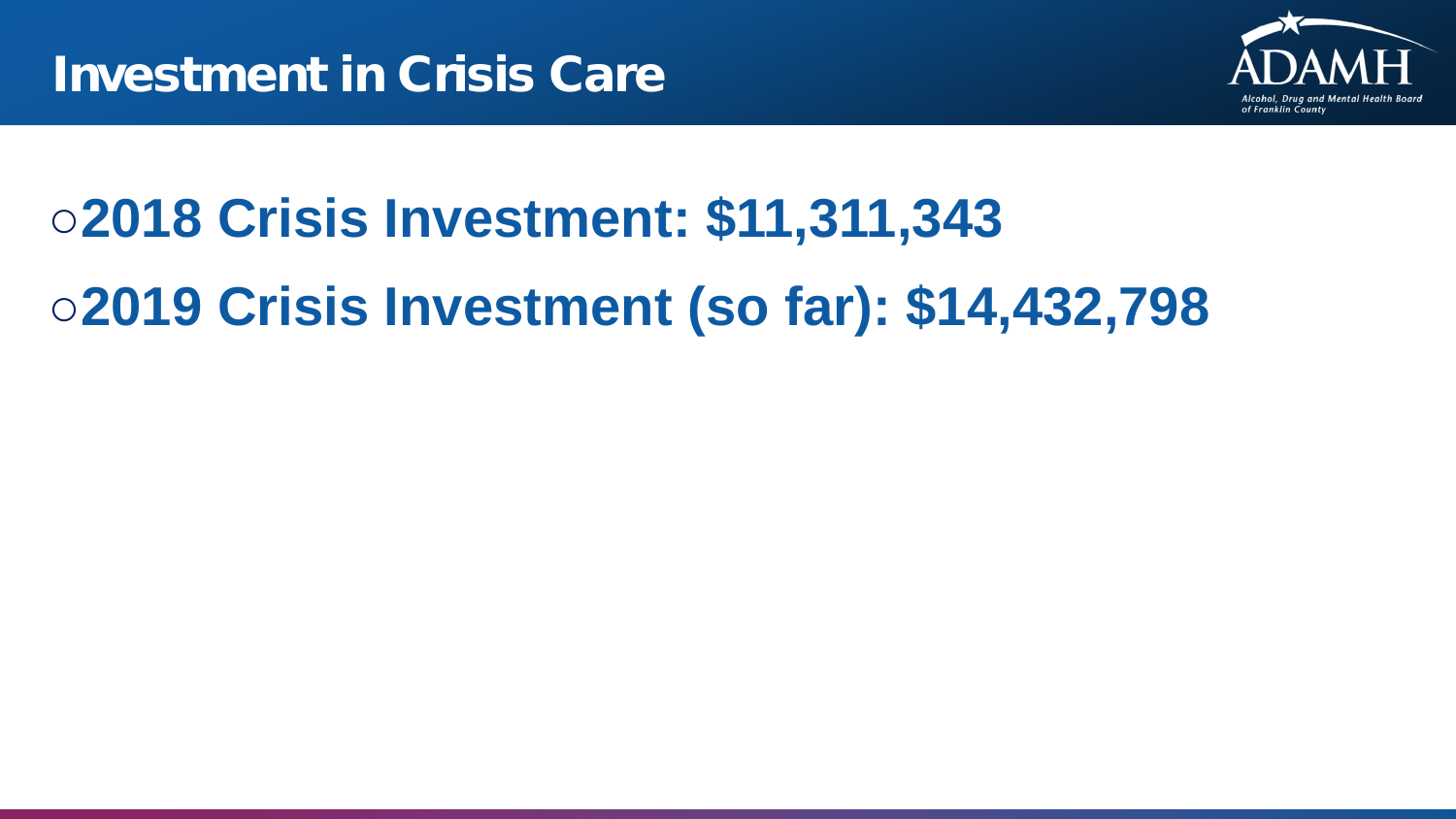# Investment in Crisis Care

- **2018 Crisis Investment: $11,311,343**
- **2019 Crisis Investment (so far): $14,432,798**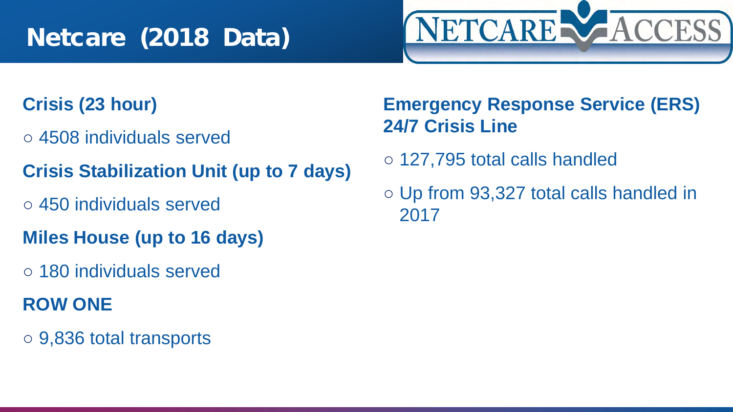# Netcare (2018 Data)

NETCARE ACCESS

**Crisis (23 hour)**

- 4508 individuals served

**Crisis Stabilization Unit (up to 7 days)**

- 450 individuals served

**Miles House (up to 16 days)**

- 180 individuals served

**ROW ONE**

- 9,836 total transports

**Emergency Response Service (ERS) 24/7 Crisis Line**

- 127,795 total calls handled
- Up from 93,327 total calls handled in 2017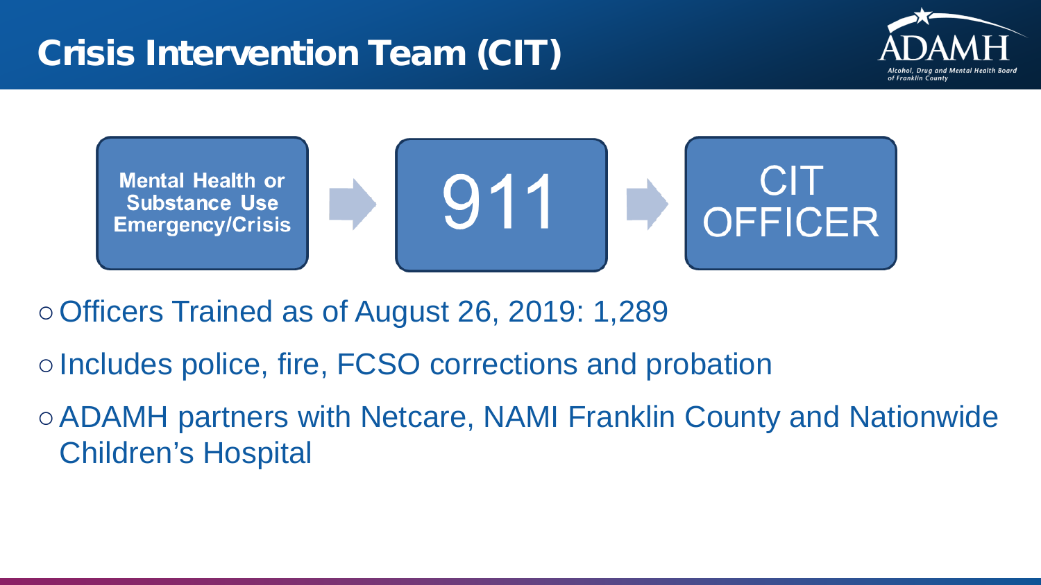# Crisis Intervention Team (CIT)

Mental Health or Substance Use Emergency/Crisis → 911 → CIT OFFICER

- Officers Trained as of August 26, 2019: 1,289
- Includes police, fire, FCSO corrections and probation
- ADAMH partners with Netcare, NAMI Franklin County and Nationwide Children's Hospital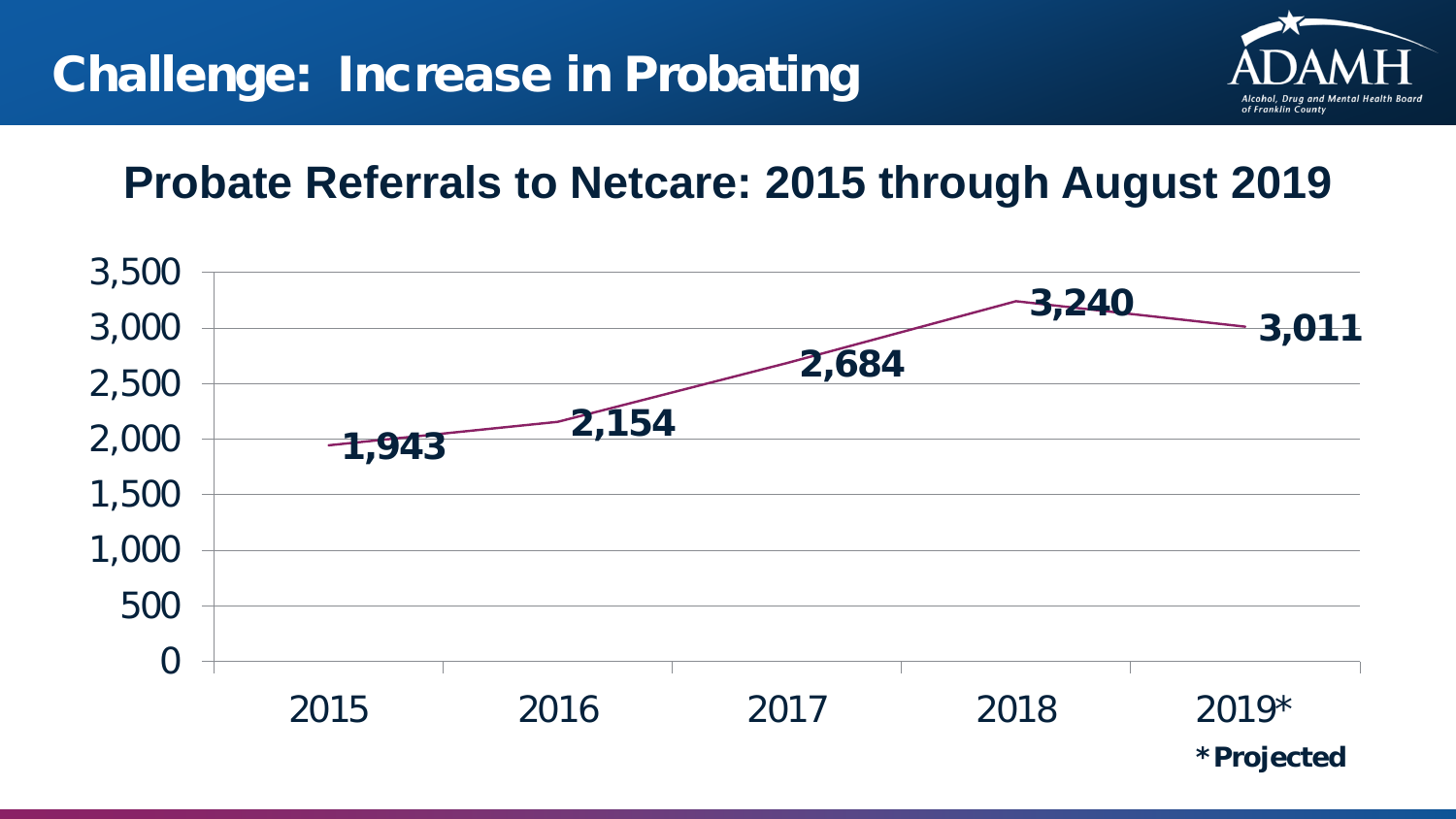# Challenge: Increase in Probating

## Probate Referrals to Netcare: 2015 through August 2019

| Year | Probate Referrals |
|---|---|
| 2015 | 1,943 |
| 2016 | 2,154 |
| 2017 | 2,684 |
| 2018 | 3,240 |
| 2019* | 3,011 |

***Projected**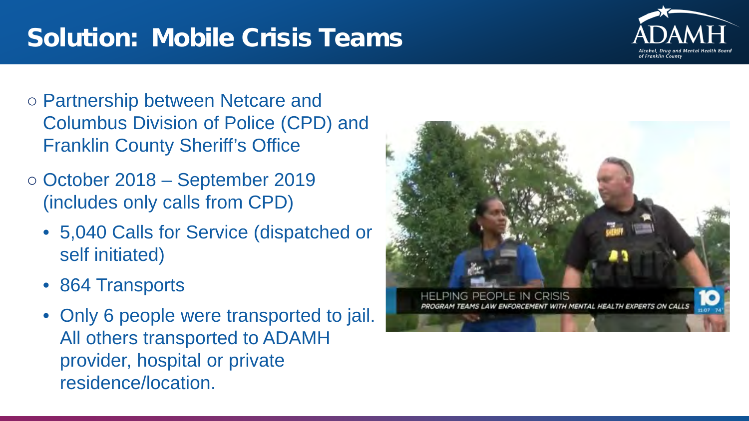# Solution: Mobile Crisis Teams

- Partnership between Netcare and Columbus Division of Police (CPD) and Franklin County Sheriff's Office
- October 2018 – September 2019 (includes only calls from CPD)
  - 5,040 Calls for Service (dispatched or self initiated)
  - 864 Transports
  - Only 6 people were transported to jail. All others transported to ADAMH provider, hospital or private residence/location.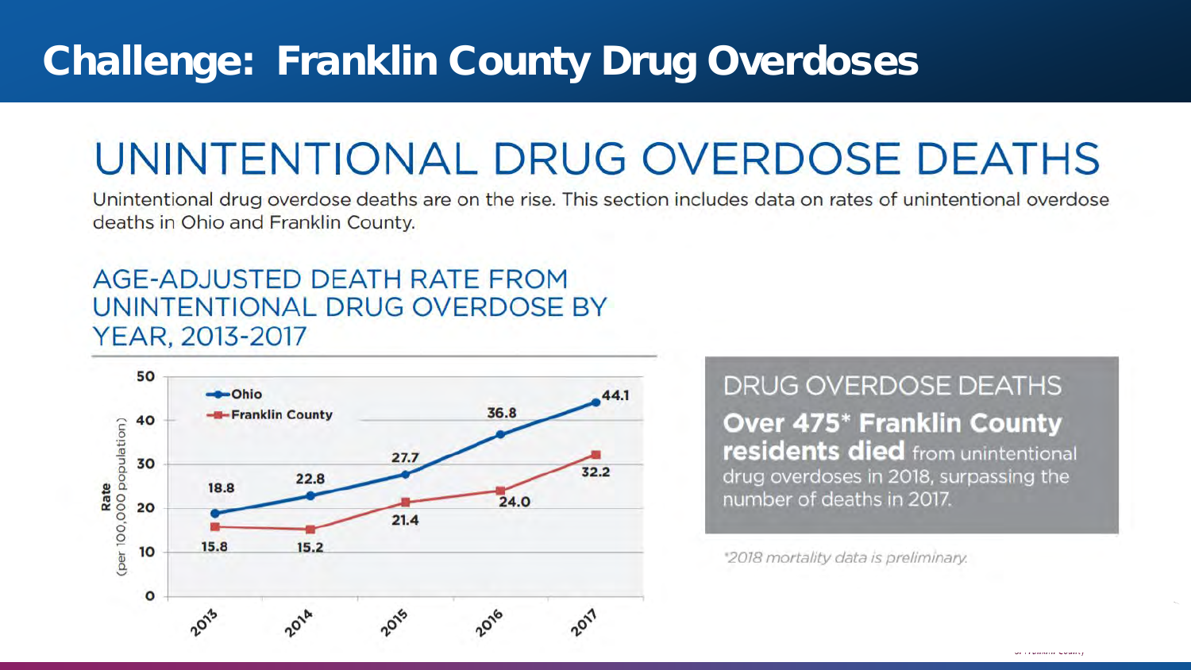# Challenge: Franklin County Drug Overdoses

## UNINTENTIONAL DRUG OVERDOSE DEATHS

Unintentional drug overdose deaths are on the rise. This section includes data on rates of unintentional overdose deaths in Ohio and Franklin County.

### AGE-ADJUSTED DEATH RATE FROM UNINTENTIONAL DRUG OVERDOSE BY YEAR, 2013-2017

| Year | Ohio | Franklin County |
|---|---|---|
| 2013 | 18.8 | 15.8 |
| 2014 | 22.8 | 15.2 |
| 2015 | 27.7 | 21.4 |
| 2016 | 36.8 | 24.0 |
| 2017 | 44.1 | 32.2 |

Rate (per 100,000 population)

### DRUG OVERDOSE DEATHS

**Over 475\* Franklin County residents died** from unintentional drug overdoses in 2018, surpassing the number of deaths in 2017.

*\*2018 mortality data is preliminary.*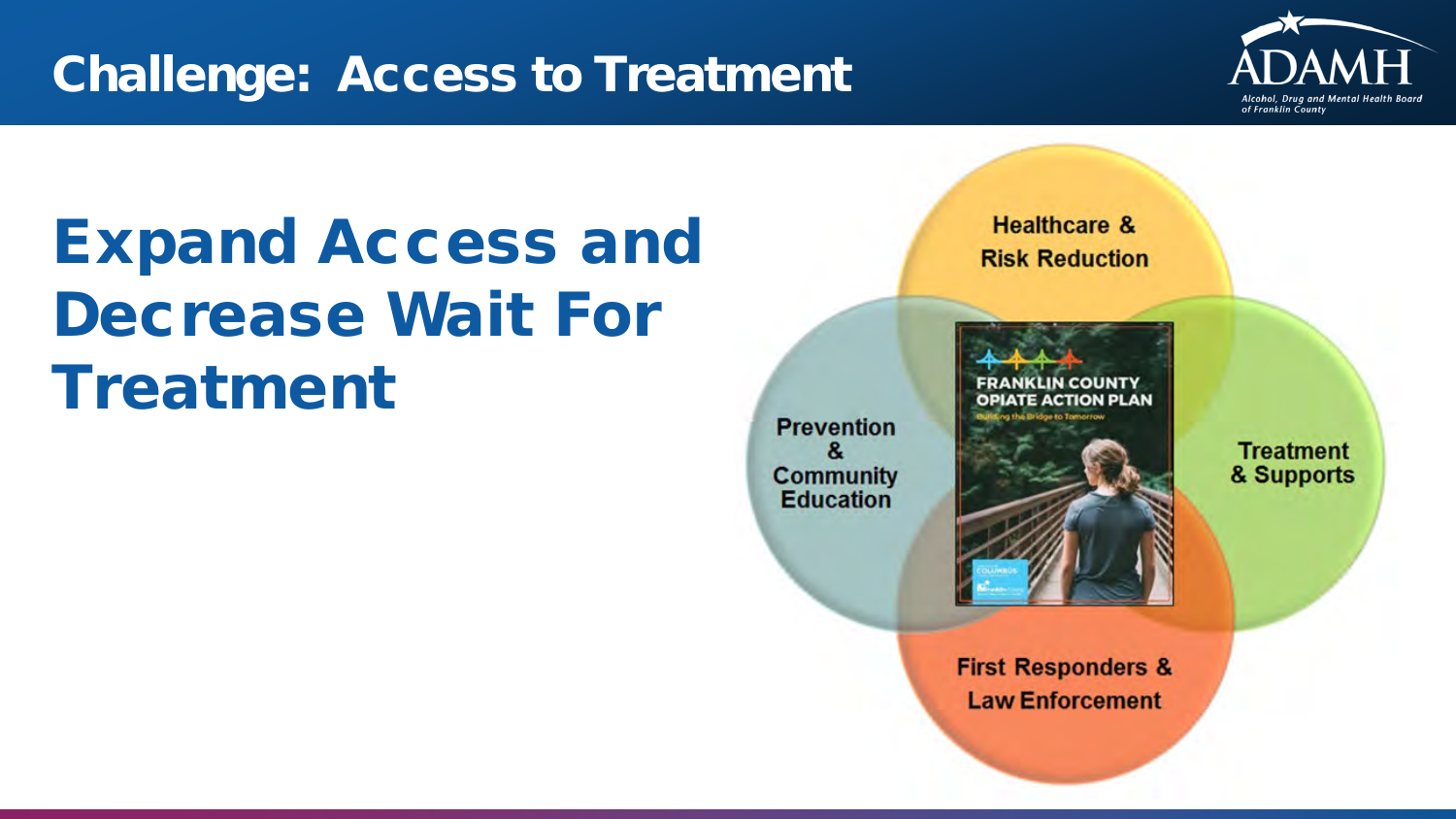# Challenge: Access to Treatment

## Expand Access and Decrease Wait For Treatment

- Healthcare & Risk Reduction
- Prevention & Community Education
- Treatment & Supports
- First Responders & Law Enforcement

FRANKLIN COUNTY OPIATE ACTION PLAN

Building the Bridge to Tomorrow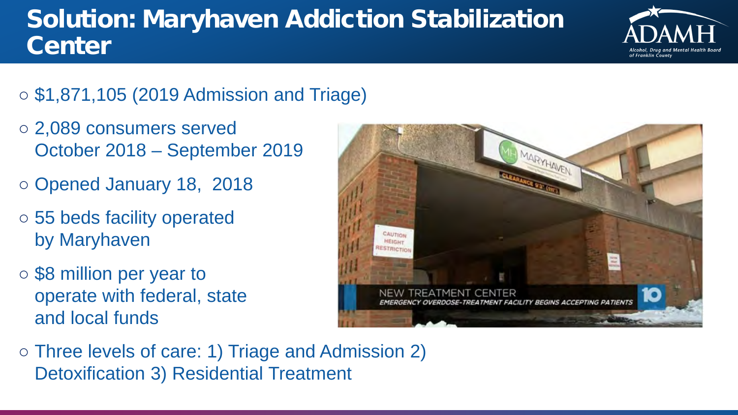# Solution: Maryhaven Addiction Stabilization Center

- $1,871,105 (2019 Admission and Triage)
- 2,089 consumers served October 2018 – September 2019
- Opened January 18, 2018
- 55 beds facility operated by Maryhaven
- $8 million per year to operate with federal, state and local funds
- Three levels of care: 1) Triage and Admission 2) Detoxification 3) Residential Treatment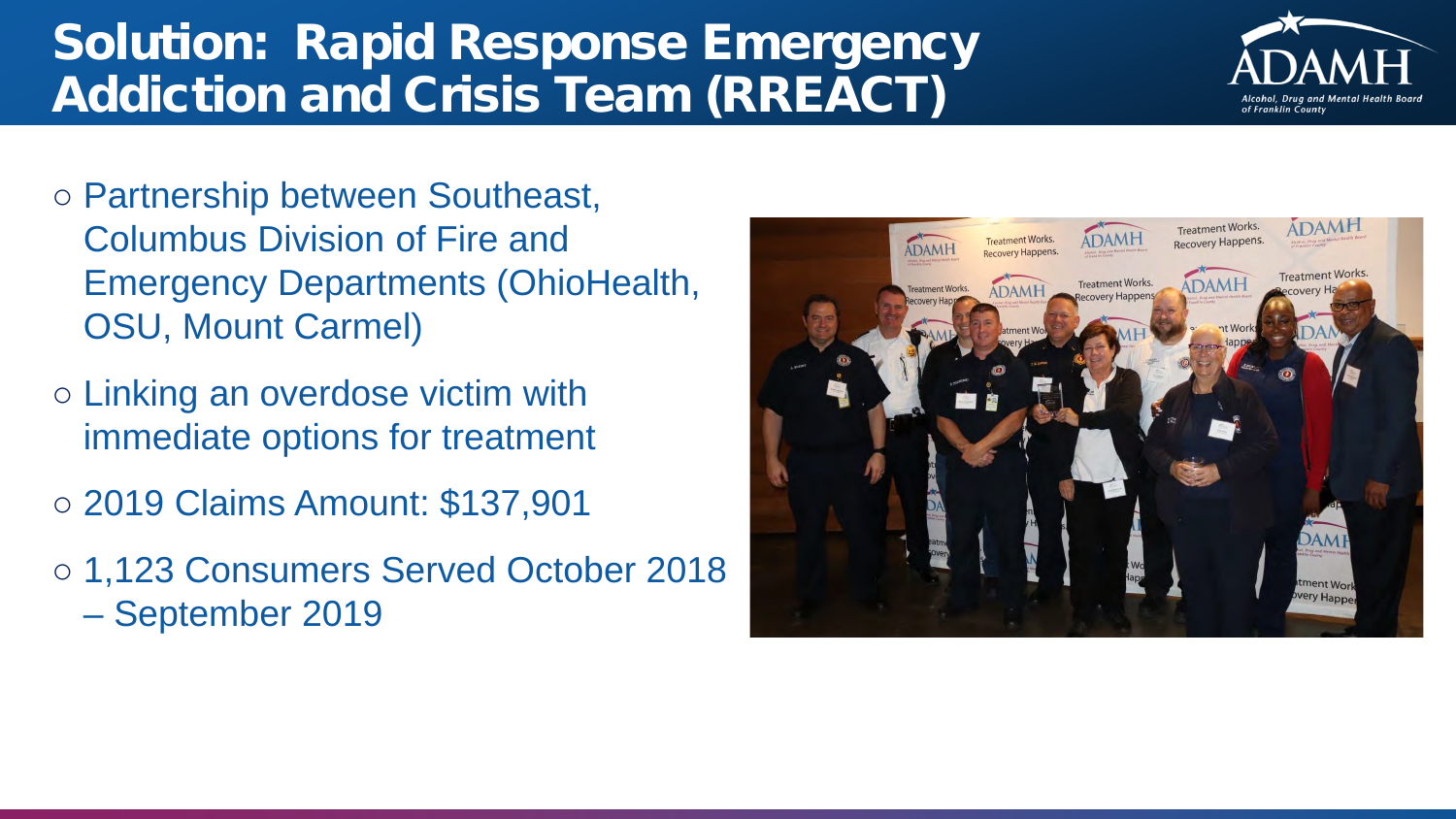# Solution: Rapid Response Emergency Addiction and Crisis Team (RREACT)

- Partnership between Southeast, Columbus Division of Fire and Emergency Departments (OhioHealth, OSU, Mount Carmel)
- Linking an overdose victim with immediate options for treatment
- 2019 Claims Amount: $137,901
- 1,123 Consumers Served October 2018 – September 2019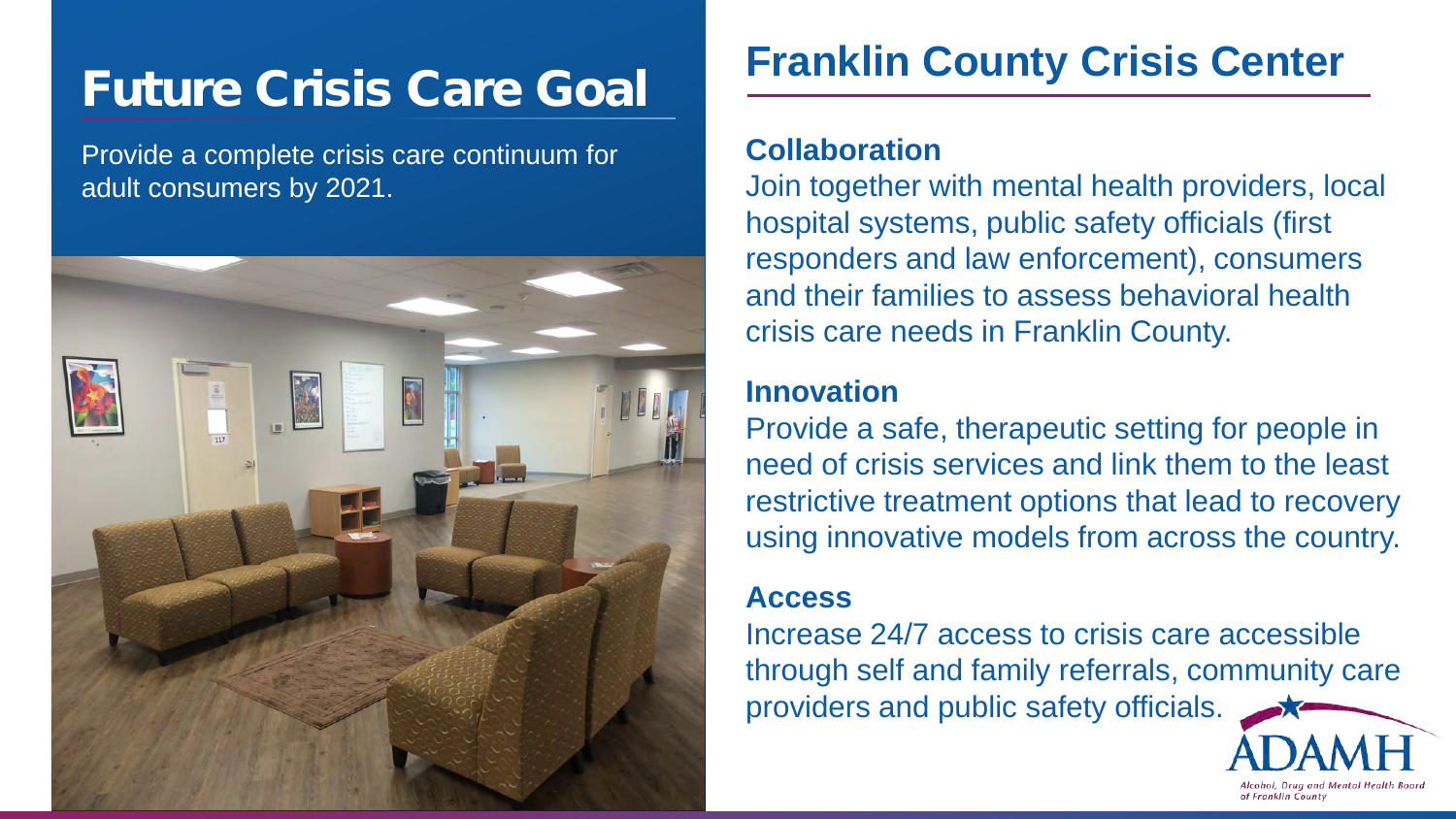# Future Crisis Care Goal

Provide a complete crisis care continuum for adult consumers by 2021.

# Franklin County Crisis Center

### Collaboration

Join together with mental health providers, local hospital systems, public safety officials (first responders and law enforcement), consumers and their families to assess behavioral health crisis care needs in Franklin County.

### Innovation

Provide a safe, therapeutic setting for people in need of crisis services and link them to the least restrictive treatment options that lead to recovery using innovative models from across the country.

### Access

Increase 24/7 access to crisis care accessible through self and family referrals, community care providers and public safety officials.

ADAMH

*Alcohol, Drug and Mental Health Board of Franklin County*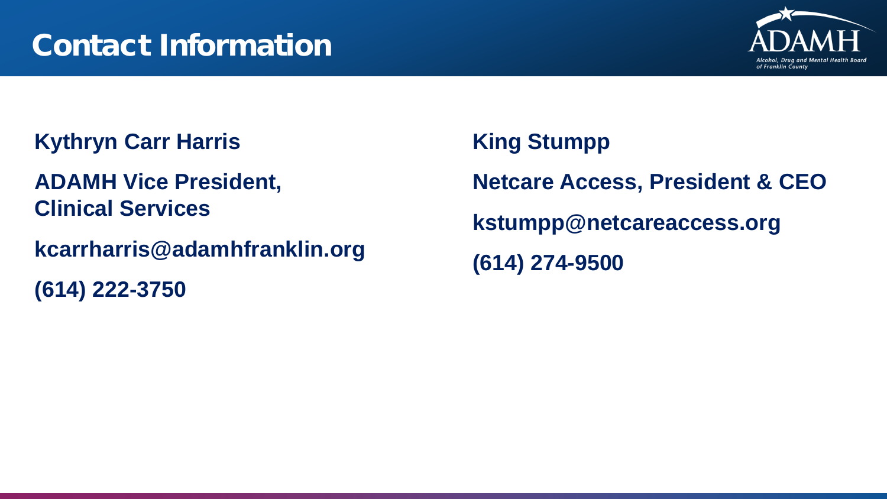# Contact Information

**Kythryn Carr Harris**

**ADAMH Vice President, Clinical Services**

**kcarrharris@adamhfranklin.org**

**(614) 222-3750**

**King Stumpp**

**Netcare Access, President & CEO**

**kstumpp@netcareaccess.org**

**(614) 274-9500**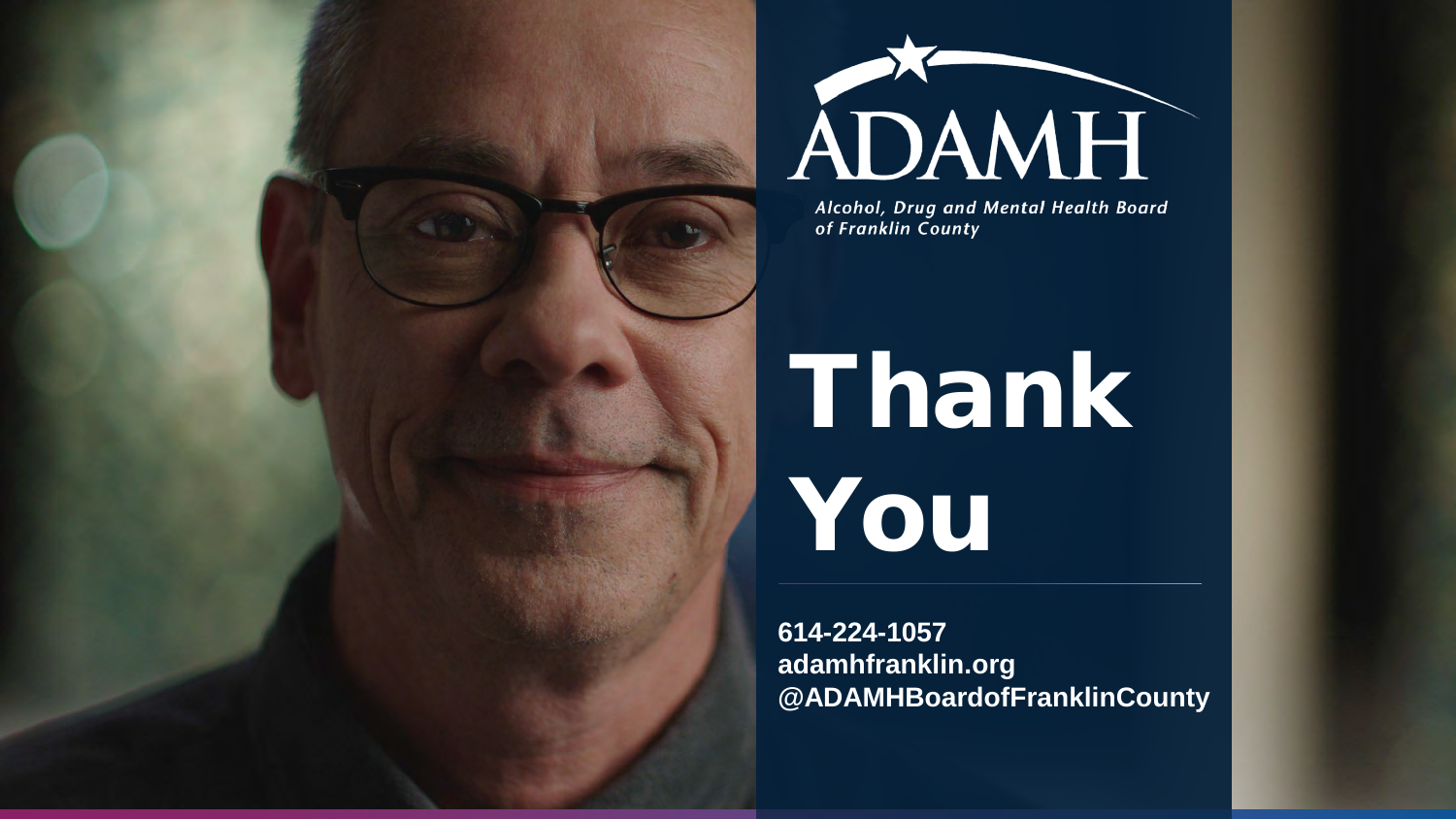ADAMH

Alcohol, Drug and Mental Health Board of Franklin County

# Thank You

**614-224-1057**
**adamhfranklin.org**
**@ADAMHBoardofFranklinCounty**